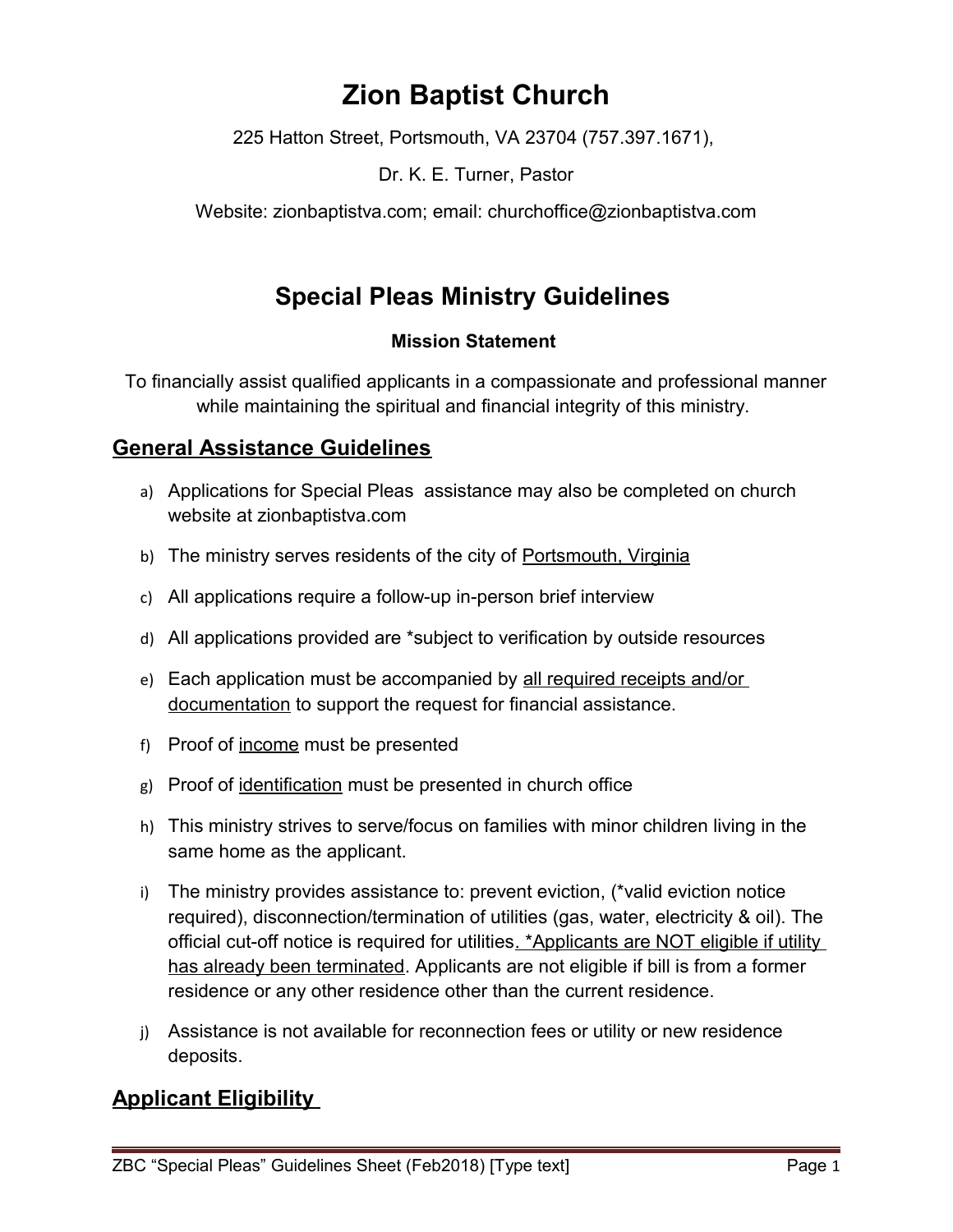# Zion Baptist Church

225 Hatton Street, Portsmouth, VA 23704 (757.397.1671),

Dr. K. E. Turner, Pastor

Website: zionbaptistva.com; email: churchoffice@zionbaptistva.com

## Special Pleas Ministry Guidelines

**Mission Statement**

To financially assist qualified applicants in a compassionate and professional manner while maintaining the spiritual and financial integrity of this ministry.

## General Assistance Guidelines

a) Applications for Special Pleas assistance may also be completed on church website at zionbaptistva.com

b) The ministry serves residents of the city of Portsmouth, Virginia

c) All applications require a follow-up in-person brief interview

d) All applications provided are *subject to verification by outside resources

e) Each application must be accompanied by all required receipts and/or documentation to support the request for financial assistance.

f) Proof of income must be presented

g) Proof of identification must be presented in church office

h) This ministry strives to serve/focus on families with minor children living in the same home as the applicant.

i) The ministry provides assistance to: prevent eviction, (*valid eviction notice required), disconnection/termination of utilities (gas, water, electricity & oil). The official cut-off notice is required for utilities. *Applicants are NOT eligible if utility has already been terminated. Applicants are not eligible if bill is from a former residence or any other residence other than the current residence.

j) Assistance is not available for reconnection fees or utility or new residence deposits.

## Applicant Eligibility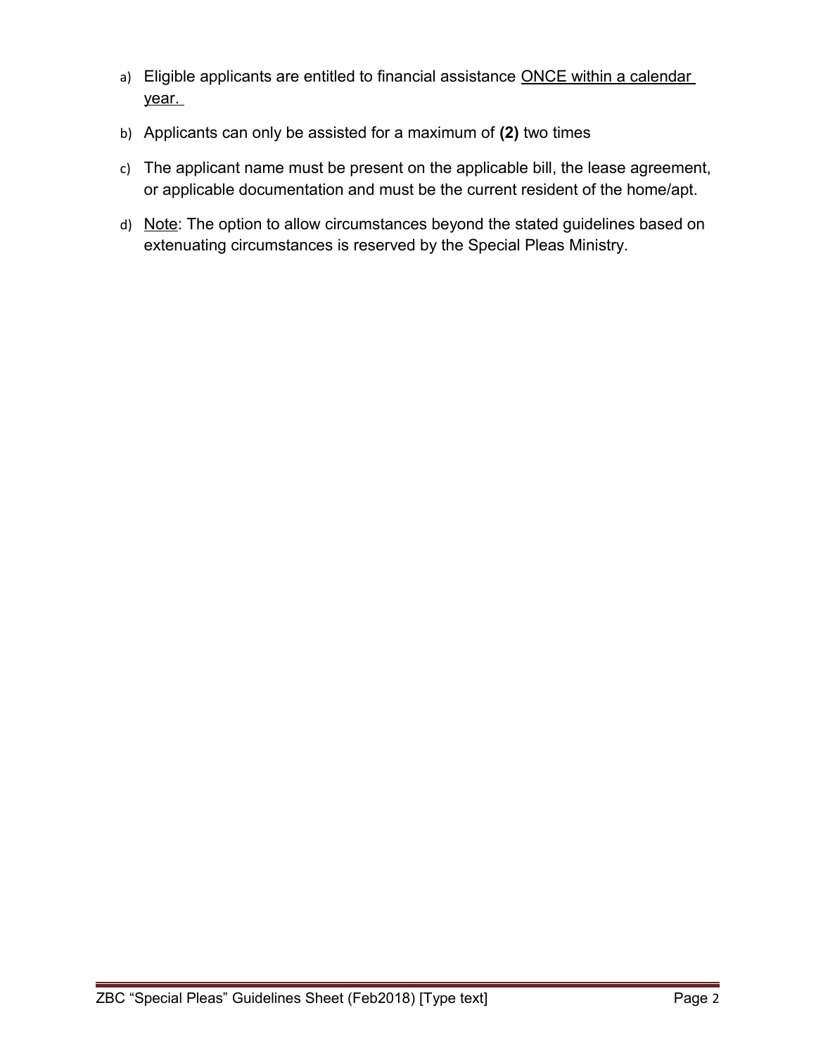a) Eligible applicants are entitled to financial assistance <u>ONCE within a calendar year.</u>

b) Applicants can only be assisted for a maximum of **(2)** two times

c) The applicant name must be present on the applicable bill, the lease agreement, or applicable documentation and must be the current resident of the home/apt.

d) <u>Note</u>: The option to allow circumstances beyond the stated guidelines based on extenuating circumstances is reserved by the Special Pleas Ministry.